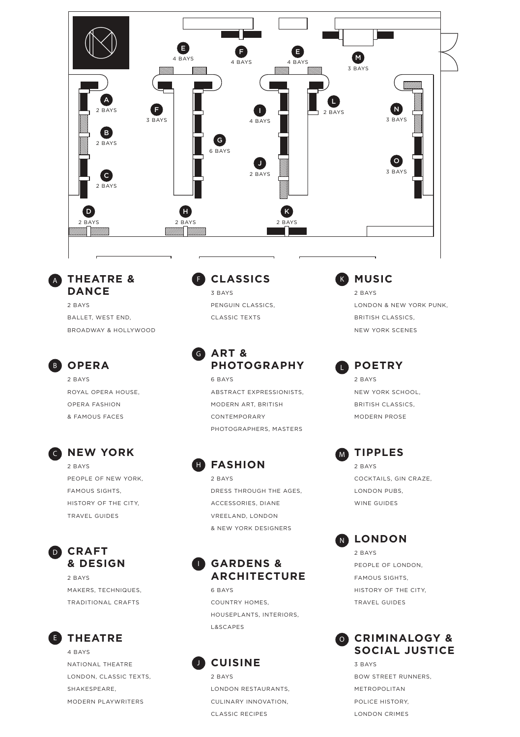A 2 BAYS

B 2 BAYS

C 2 BAYS

D 2 BAYS

E 4 BAYS

F 4 BAYS

E 4 BAYS

M 3 BAYS

F 3 BAYS

G 6 BAYS

H 2 BAYS

I 4 BAYS

J 2 BAYS

K 2 BAYS

L 2 BAYS

N 3 BAYS

O 3 BAYS

## A THEATRE & DANCE

2 BAYS

BALLET, WEST END, BROADWAY & HOLLYWOOD

## B OPERA

2 BAYS

ROYAL OPERA HOUSE, OPERA FASHION & FAMOUS FACES

## C NEW YORK

2 BAYS

PEOPLE OF NEW YORK, FAMOUS SIGHTS, HISTORY OF THE CITY, TRAVEL GUIDES

## D CRAFT & DESIGN

2 BAYS

MAKERS, TECHNIQUES, TRADITIONAL CRAFTS

## E THEATRE

4 BAYS

NATIONAL THEATRE LONDON, CLASSIC TEXTS, SHAKESPEARE, MODERN PLAYWRITERS

## F CLASSICS

3 BAYS

PENGUIN CLASSICS, CLASSIC TEXTS

## G ART & PHOTOGRAPHY

6 BAYS

ABSTRACT EXPRESSIONISTS, MODERN ART, BRITISH CONTEMPORARY PHOTOGRAPHERS, MASTERS

## H FASHION

2 BAYS

DRESS THROUGH THE AGES, ACCESSORIES, DIANE VREELAND, LONDON & NEW YORK DESIGNERS

## I GARDENS & ARCHITECTURE

6 BAYS

COUNTRY HOMES, HOUSEPLANTS, INTERIORS, L&SCAPES

## J CUISINE

2 BAYS

LONDON RESTAURANTS, CULINARY INNOVATION, CLASSIC RECIPES

## K MUSIC

2 BAYS

LONDON & NEW YORK PUNK, BRITISH CLASSICS, NEW YORK SCENES

## L POETRY

2 BAYS

NEW YORK SCHOOL, BRITISH CLASSICS, MODERN PROSE

## M TIPPLES

2 BAYS

COCKTAILS, GIN CRAZE, LONDON PUBS, WINE GUIDES

## N LONDON

2 BAYS

PEOPLE OF LONDON, FAMOUS SIGHTS, HISTORY OF THE CITY, TRAVEL GUIDES

## O CRIMINALOGY & SOCIAL JUSTICE

3 BAYS

BOW STREET RUNNERS, METROPOLITAN POLICE HISTORY, LONDON CRIMES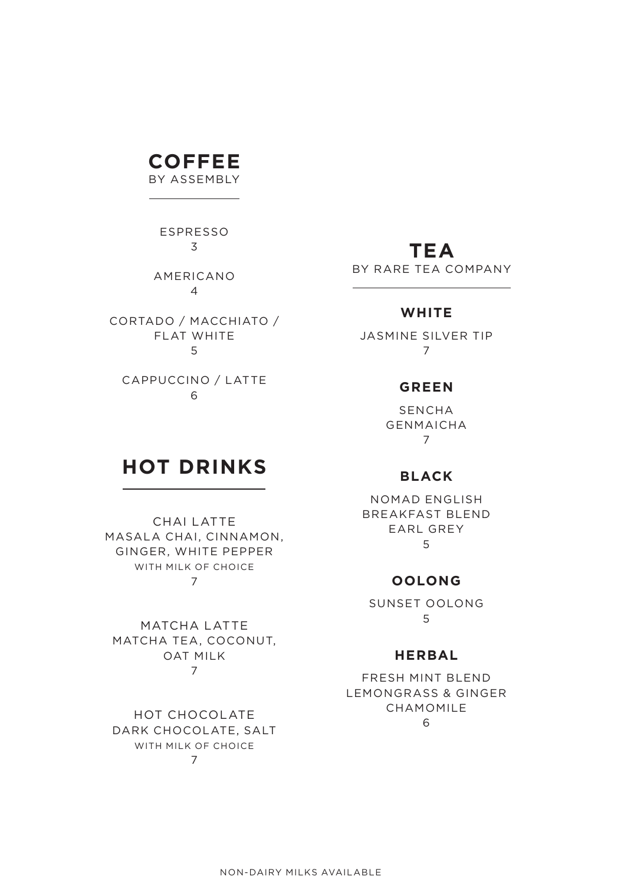## COFFEE

BY ASSEMBLY

ESPRESSO
3

AMERICANO
4

CORTADO / MACCHIATO / FLAT WHITE
5

CAPPUCCINO / LATTE
6

## HOT DRINKS

CHAI LATTE
MASALA CHAI, CINNAMON, GINGER, WHITE PEPPER
WITH MILK OF CHOICE
7

MATCHA LATTE
MATCHA TEA, COCONUT, OAT MILK
7

HOT CHOCOLATE
DARK CHOCOLATE, SALT
WITH MILK OF CHOICE
7

## TEA

BY RARE TEA COMPANY

### WHITE

JASMINE SILVER TIP
7

### GREEN

SENCHA
GENMAICHA
7

### BLACK

NOMAD ENGLISH BREAKFAST BLEND
EARL GREY
5

### OOLONG

SUNSET OOLONG
5

### HERBAL

FRESH MINT BLEND
LEMONGRASS & GINGER
CHAMOMILE
6

NON-DAIRY MILKS AVAILABLE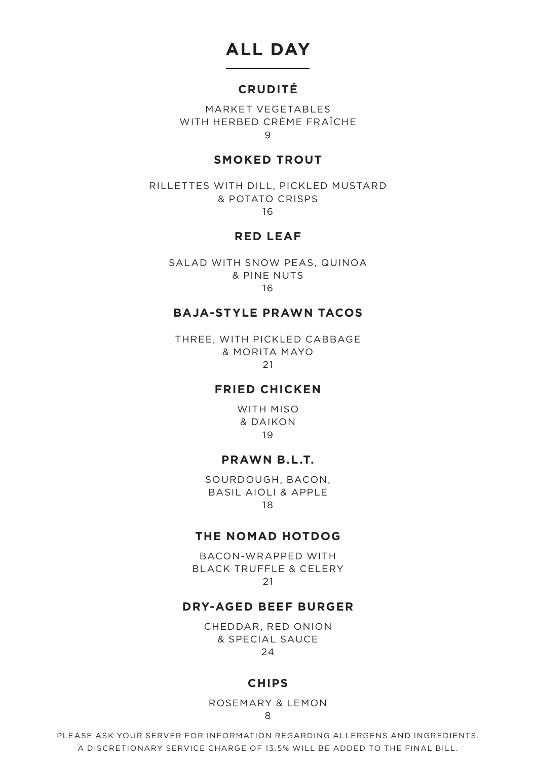# ALL DAY

## CRUDITÉ

MARKET VEGETABLES
WITH HERBED CRÈME FRAÎCHE
9

## SMOKED TROUT

RILLETTES WITH DILL, PICKLED MUSTARD
& POTATO CRISPS
16

## RED LEAF

SALAD WITH SNOW PEAS, QUINOA
& PINE NUTS
16

## BAJA-STYLE PRAWN TACOS

THREE, WITH PICKLED CABBAGE
& MORITA MAYO
21

## FRIED CHICKEN

WITH MISO
& DAIKON
19

## PRAWN B.L.T.

SOURDOUGH, BACON,
BASIL AIOLI & APPLE
18

## THE NOMAD HOTDOG

BACON-WRAPPED WITH
BLACK TRUFFLE & CELERY
21

## DRY-AGED BEEF BURGER

CHEDDAR, RED ONION
& SPECIAL SAUCE
24

## CHIPS

ROSEMARY & LEMON
8

PLEASE ASK YOUR SERVER FOR INFORMATION REGARDING ALLERGENS AND INGREDIENTS.
A DISCRETIONARY SERVICE CHARGE OF 13.5% WILL BE ADDED TO THE FINAL BILL.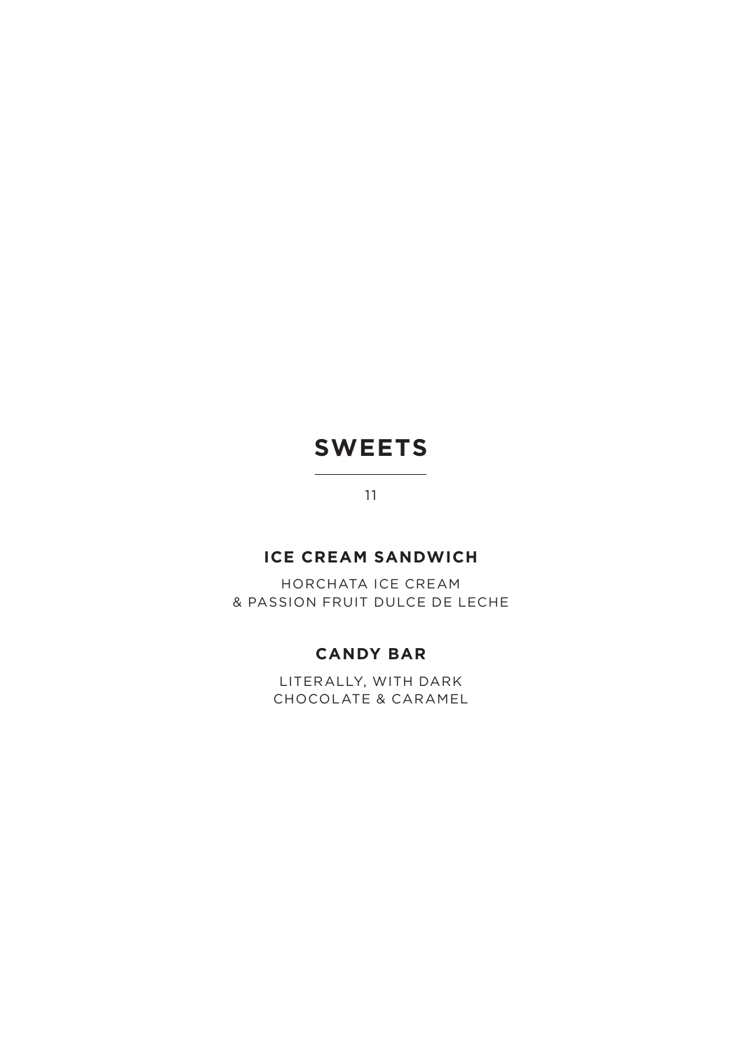# SWEETS

11

### ICE CREAM SANDWICH

HORCHATA ICE CREAM
& PASSION FRUIT DULCE DE LECHE

### CANDY BAR

LITERALLY, WITH DARK
CHOCOLATE & CARAMEL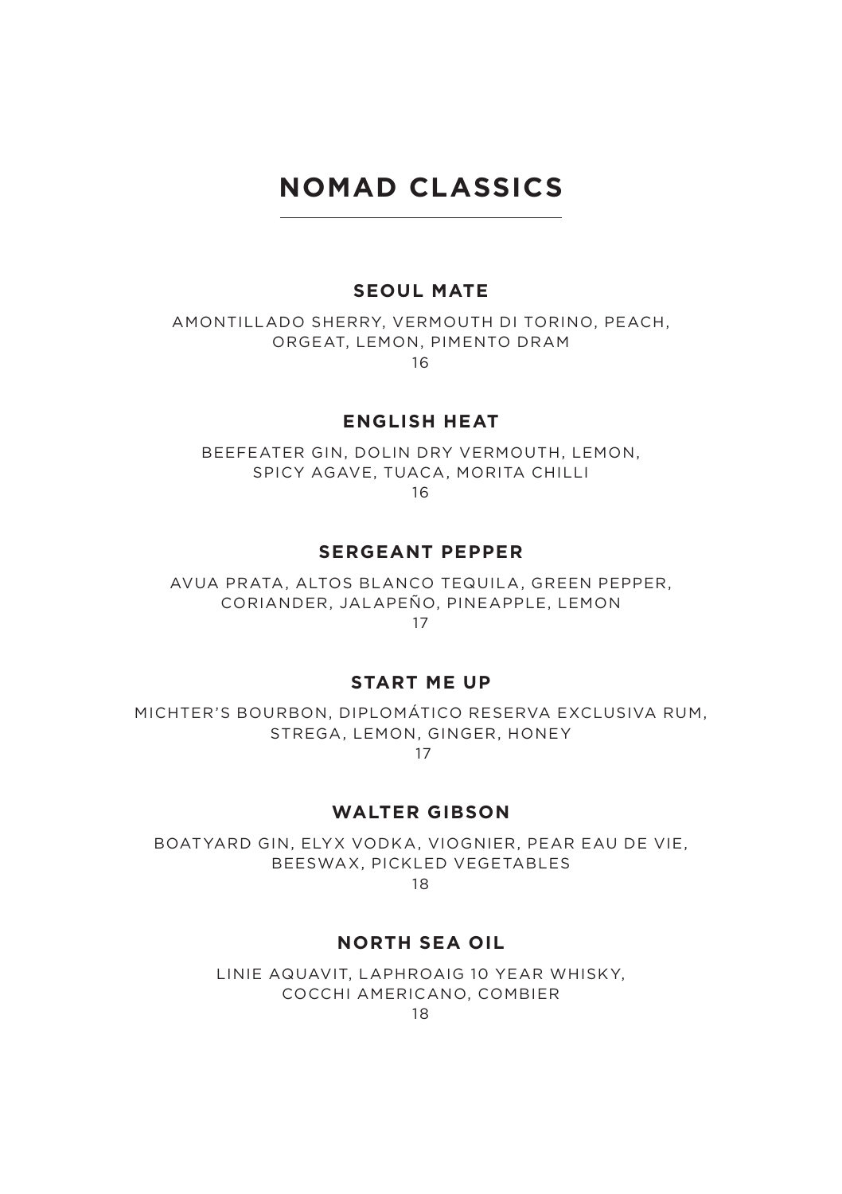# NOMAD CLASSICS

### SEOUL MATE

AMONTILLADO SHERRY, VERMOUTH DI TORINO, PEACH, ORGEAT, LEMON, PIMENTO DRAM

16

### ENGLISH HEAT

BEEFEATER GIN, DOLIN DRY VERMOUTH, LEMON, SPICY AGAVE, TUACA, MORITA CHILLI

16

### SERGEANT PEPPER

AVUA PRATA, ALTOS BLANCO TEQUILA, GREEN PEPPER, CORIANDER, JALAPEÑO, PINEAPPLE, LEMON

17

### START ME UP

MICHTER'S BOURBON, DIPLOMÁTICO RESERVA EXCLUSIVA RUM, STREGA, LEMON, GINGER, HONEY

17

### WALTER GIBSON

BOATYARD GIN, ELYX VODKA, VIOGNIER, PEAR EAU DE VIE, BEESWAX, PICKLED VEGETABLES

18

### NORTH SEA OIL

LINIE AQUAVIT, LAPHROAIG 10 YEAR WHISKY, COCCHI AMERICANO, COMBIER

18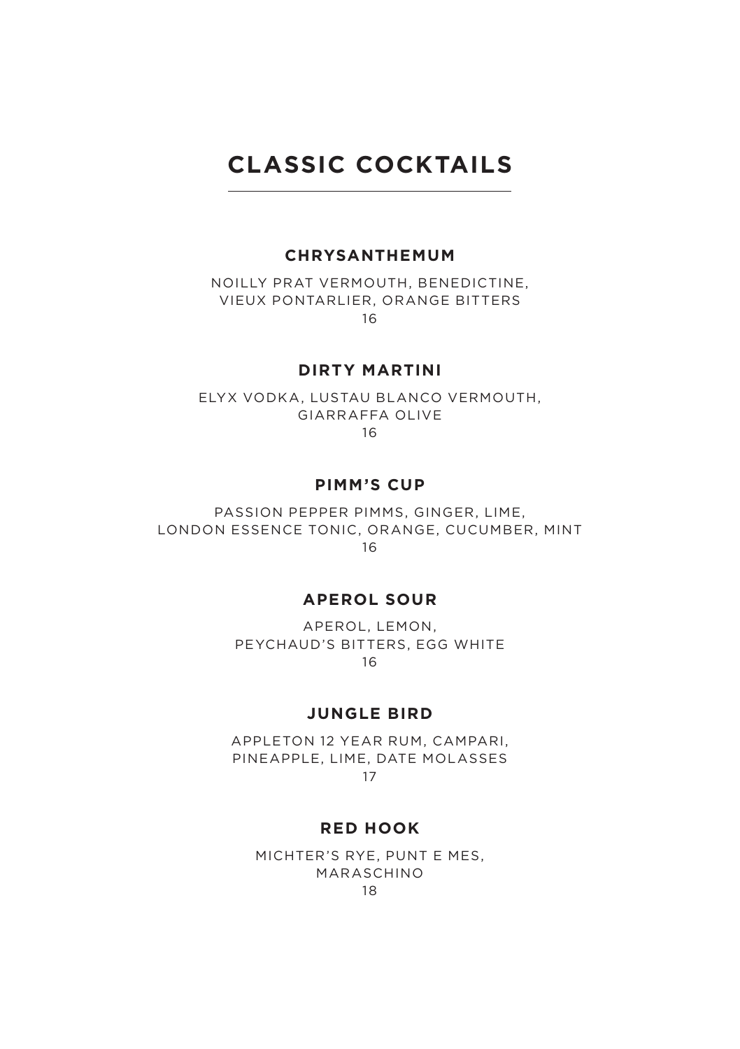# CLASSIC COCKTAILS

### CHRYSANTHEMUM

NOILLY PRAT VERMOUTH, BENEDICTINE,
VIEUX PONTARLIER, ORANGE BITTERS
16

### DIRTY MARTINI

ELYX VODKA, LUSTAU BLANCO VERMOUTH,
GIARRAFFA OLIVE
16

### PIMM'S CUP

PASSION PEPPER PIMMS, GINGER, LIME,
LONDON ESSENCE TONIC, ORANGE, CUCUMBER, MINT
16

### APEROL SOUR

APEROL, LEMON,
PEYCHAUD'S BITTERS, EGG WHITE
16

### JUNGLE BIRD

APPLETON 12 YEAR RUM, CAMPARI,
PINEAPPLE, LIME, DATE MOLASSES
17

### RED HOOK

MICHTER'S RYE, PUNT E MES,
MARASCHINO
18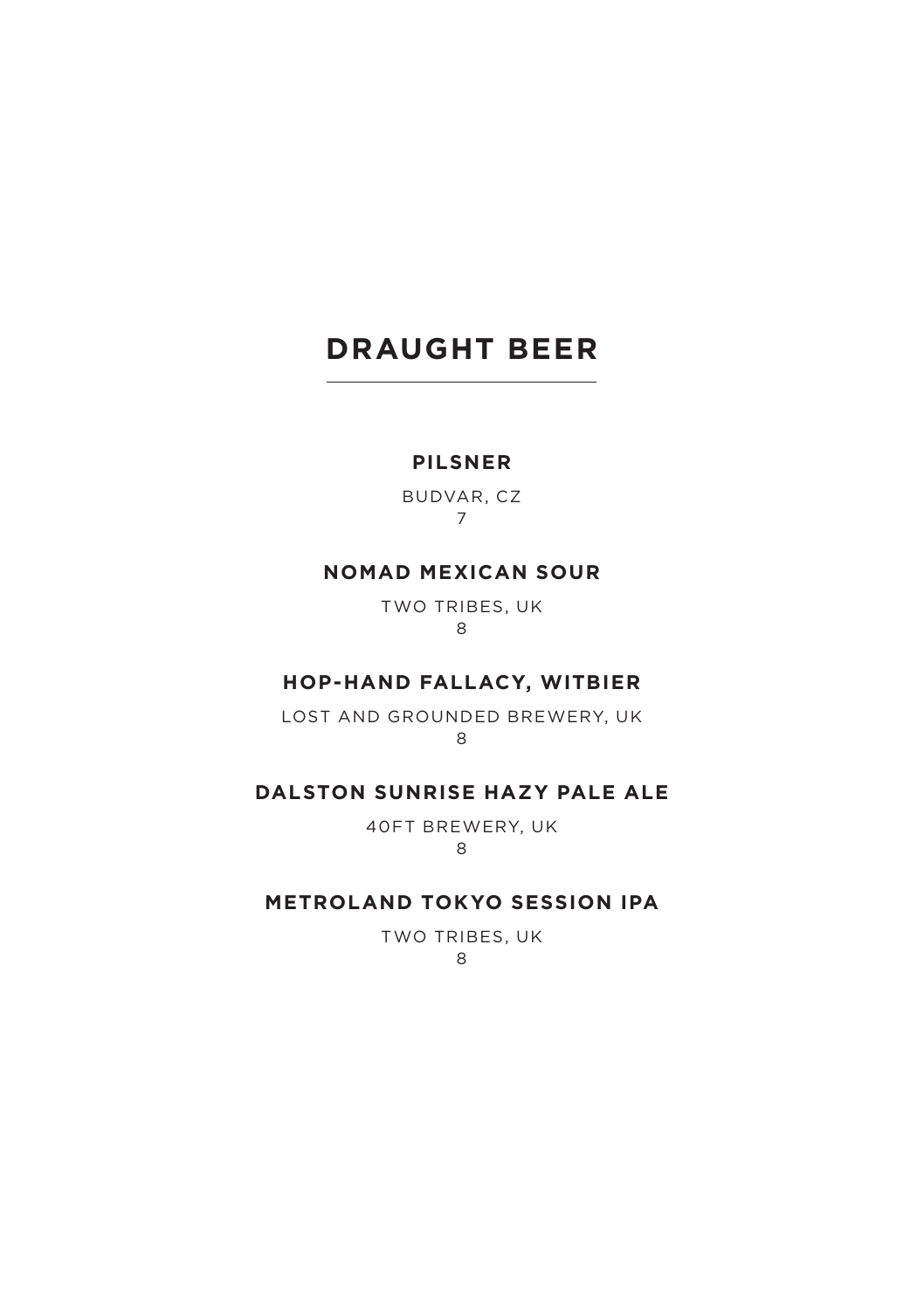# DRAUGHT BEER

## PILSNER

BUDVAR, CZ
7

## NOMAD MEXICAN SOUR

TWO TRIBES, UK
8

## HOP-HAND FALLACY, WITBIER

LOST AND GROUNDED BREWERY, UK
8

## DALSTON SUNRISE HAZY PALE ALE

40FT BREWERY, UK
8

## METROLAND TOKYO SESSION IPA

TWO TRIBES, UK
8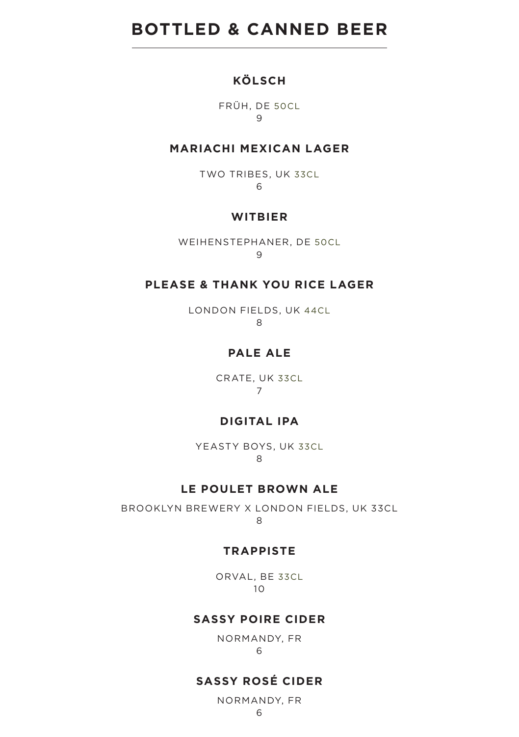# BOTTLED & CANNED BEER

### KÖLSCH

FRÜH, DE 50CL
9

### MARIACHI MEXICAN LAGER

TWO TRIBES, UK 33CL
6

### WITBIER

WEIHENSTEPHANER, DE 50CL
9

### PLEASE & THANK YOU RICE LAGER

LONDON FIELDS, UK 44CL
8

### PALE ALE

CRATE, UK 33CL
7

### DIGITAL IPA

YEASTY BOYS, UK 33CL
8

### LE POULET BROWN ALE

BROOKLYN BREWERY X LONDON FIELDS, UK 33CL
8

### TRAPPISTE

ORVAL, BE 33CL
10

### SASSY POIRE CIDER

NORMANDY, FR
6

### SASSY ROSÉ CIDER

NORMANDY, FR
6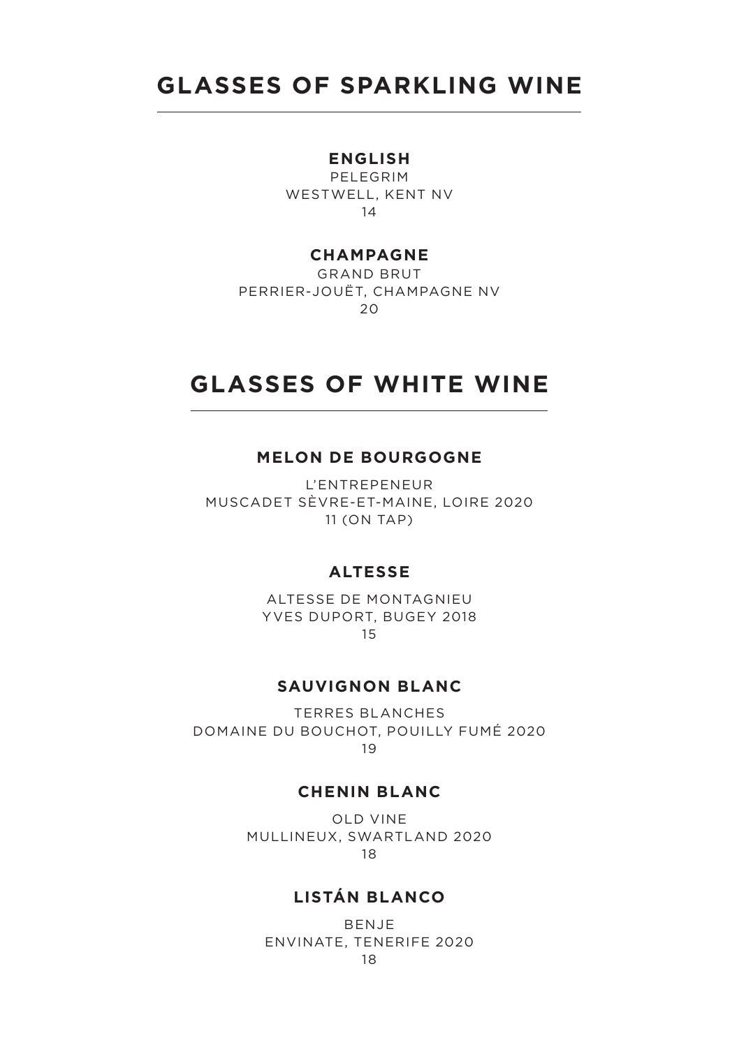# GLASSES OF SPARKLING WINE

### ENGLISH

PELEGRIM
WESTWELL, KENT NV
14

### CHAMPAGNE

GRAND BRUT
PERRIER-JOUËT, CHAMPAGNE NV
20

# GLASSES OF WHITE WINE

### MELON DE BOURGOGNE

L'ENTREPENEUR
MUSCADET SÈVRE-ET-MAINE, LOIRE 2020
11 (ON TAP)

### ALTESSE

ALTESSE DE MONTAGNIEU
YVES DUPORT, BUGEY 2018
15

### SAUVIGNON BLANC

TERRES BLANCHES
DOMAINE DU BOUCHOT, POUILLY FUMÉ 2020
19

### CHENIN BLANC

OLD VINE
MULLINEUX, SWARTLAND 2020
18

### LISTÁN BLANCO

BENJE
ENVINATE, TENERIFE 2020
18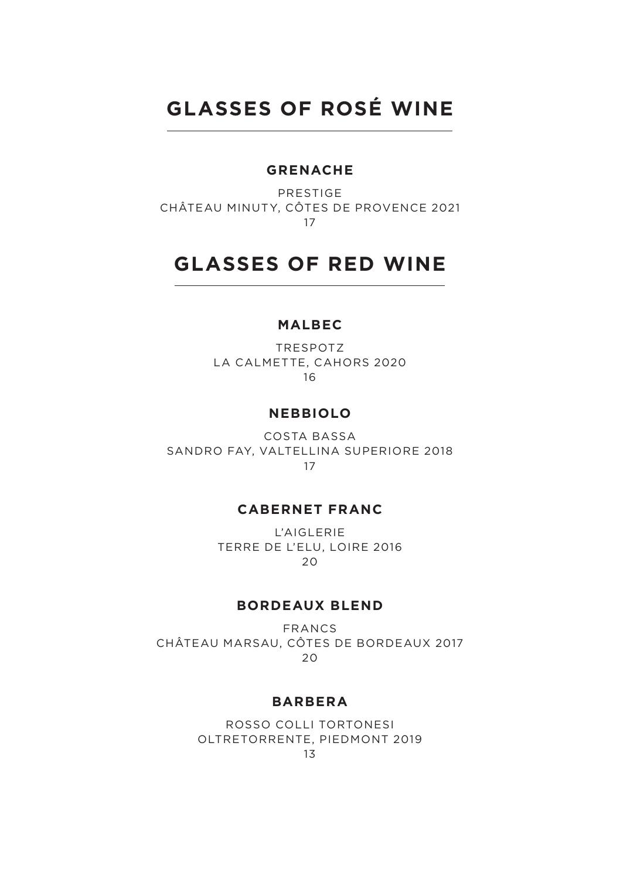# GLASSES OF ROSÉ WINE

### GRENACHE

PRESTIGE
CHÂTEAU MINUTY, CÔTES DE PROVENCE 2021
17

# GLASSES OF RED WINE

### MALBEC

TRESPOTZ
LA CALMETTE, CAHORS 2020
16

### NEBBIOLO

COSTA BASSA
SANDRO FAY, VALTELLINA SUPERIORE 2018
17

### CABERNET FRANC

L'AIGLERIE
TERRE DE L'ELU, LOIRE 2016
20

### BORDEAUX BLEND

FRANCS
CHÂTEAU MARSAU, CÔTES DE BORDEAUX 2017
20

### BARBERA

ROSSO COLLI TORTONESI
OLTRETORRENTE, PIEDMONT 2019
13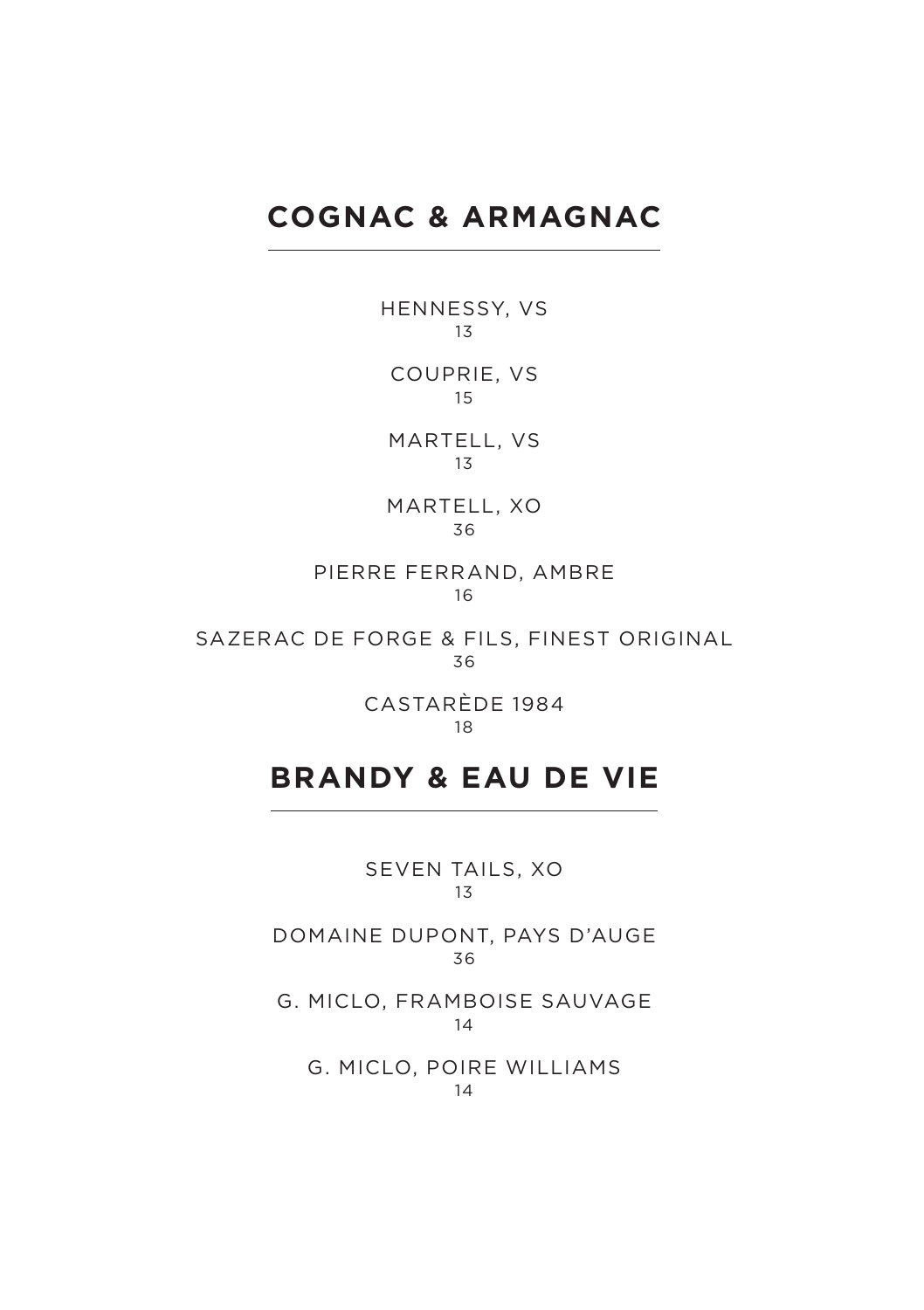## COGNAC & ARMAGNAC

HENNESSY, VS
13

COUPRIE, VS
15

MARTELL, VS
13

MARTELL, XO
36

PIERRE FERRAND, AMBRE
16

SAZERAC DE FORGE & FILS, FINEST ORIGINAL
36

CASTARÈDE 1984
18

## BRANDY & EAU DE VIE

SEVEN TAILS, XO
13

DOMAINE DUPONT, PAYS D'AUGE
36

G. MICLO, FRAMBOISE SAUVAGE
14

G. MICLO, POIRE WILLIAMS
14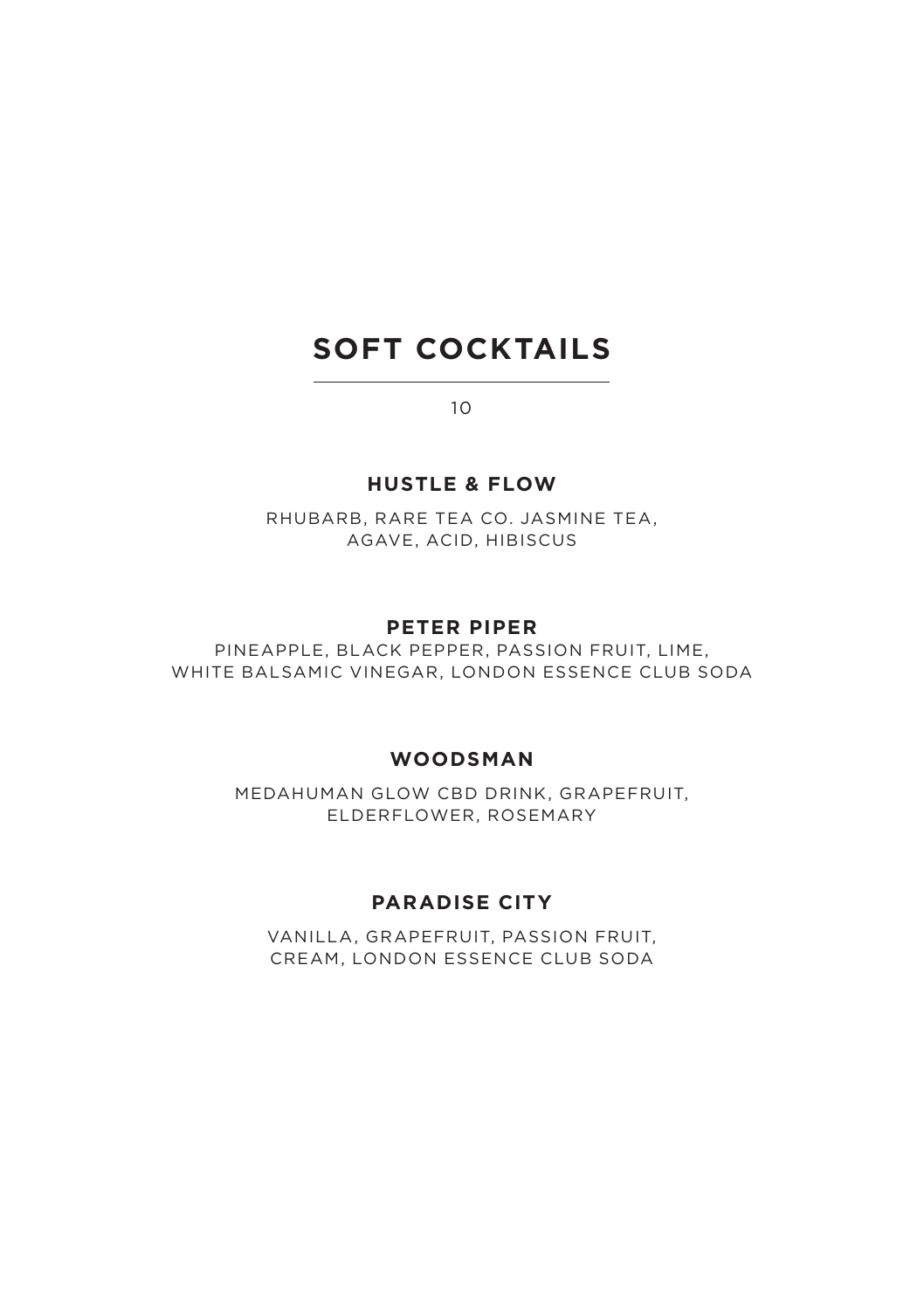# SOFT COCKTAILS

10

### HUSTLE & FLOW

RHUBARB, RARE TEA CO. JASMINE TEA,
AGAVE, ACID, HIBISCUS

### PETER PIPER

PINEAPPLE, BLACK PEPPER, PASSION FRUIT, LIME,
WHITE BALSAMIC VINEGAR, LONDON ESSENCE CLUB SODA

### WOODSMAN

MEDAHUMAN GLOW CBD DRINK, GRAPEFRUIT,
ELDERFLOWER, ROSEMARY

### PARADISE CITY

VANILLA, GRAPEFRUIT, PASSION FRUIT,
CREAM, LONDON ESSENCE CLUB SODA